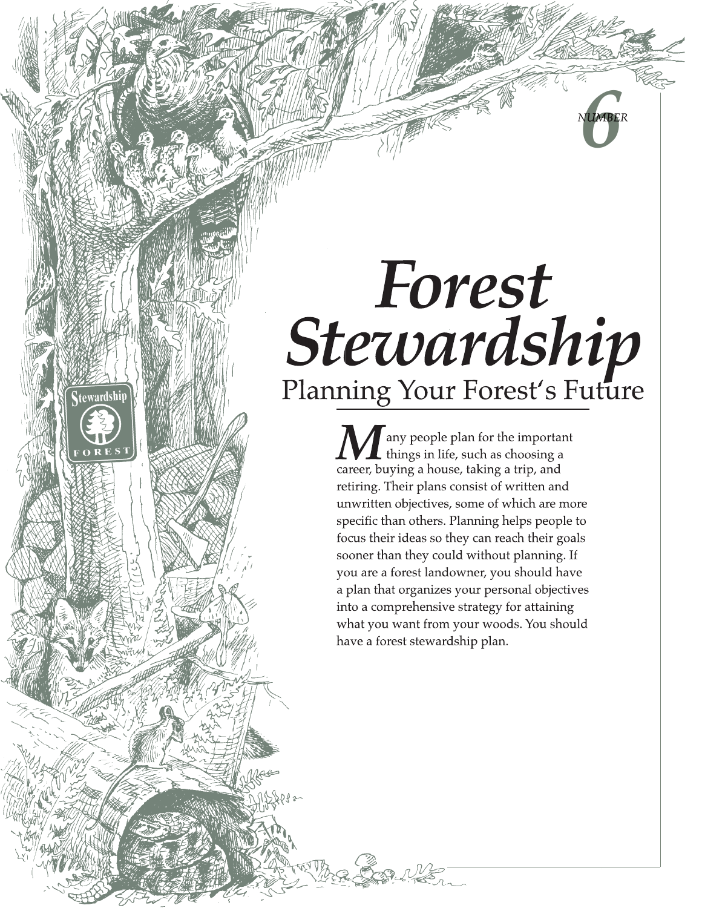NUMBER 6

# Forest Stewardship

## Planning Your Forest's Future

Many people plan for the important things in life, such as choosing a career, buying a house, taking a trip, and retiring. Their plans consist of written and unwritten objectives, some of which are more specific than others. Planning helps people to focus their ideas so they can reach their goals sooner than they could without planning. If you are a forest landowner, you should have a plan that organizes your personal objectives into a comprehensive strategy for attaining what you want from your woods. You should have a forest stewardship plan.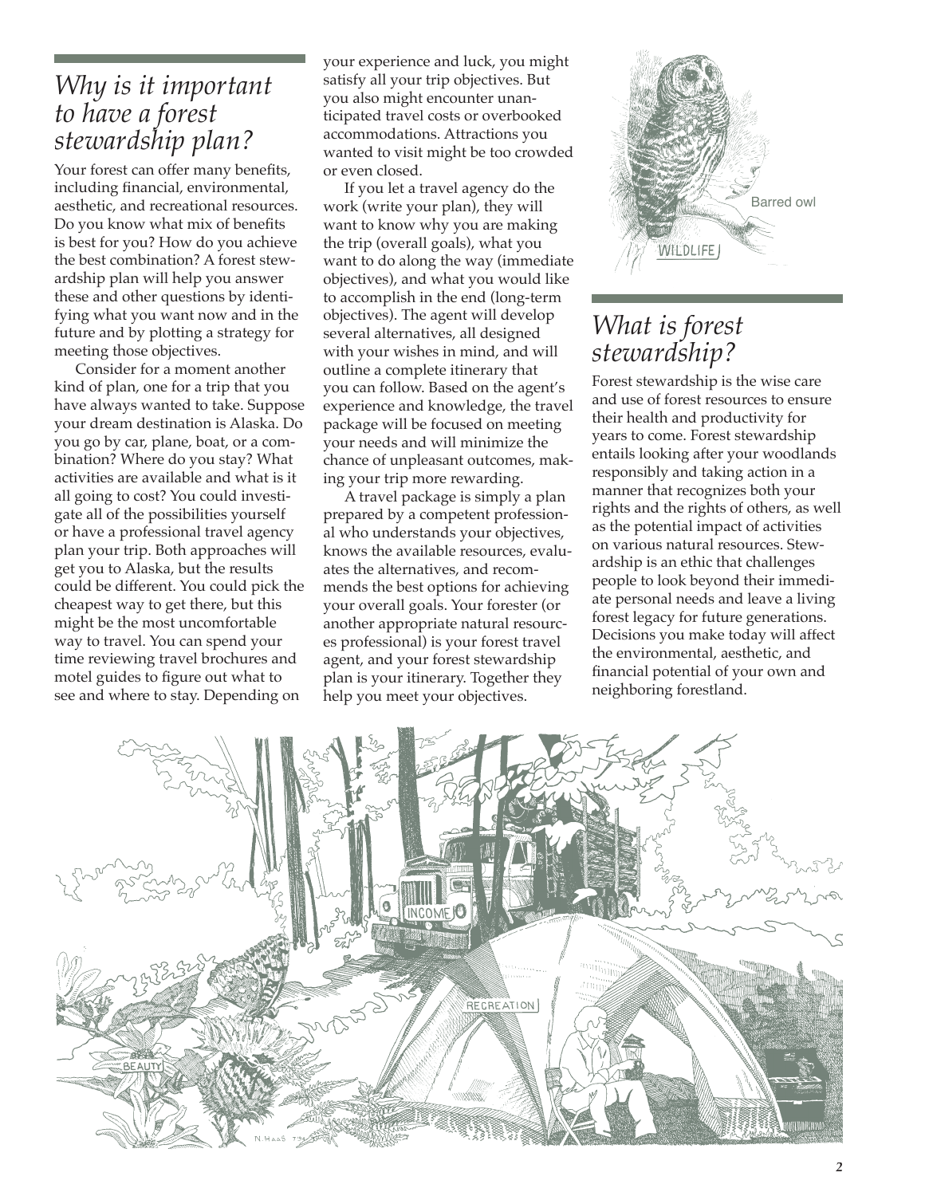## *Why is it important to have a forest stewardship plan?*

Your forest can offer many benefits, including financial, environmental, aesthetic, and recreational resources. Do you know what mix of benefits is best for you? How do you achieve the best combination? A forest stewardship plan will help you answer these and other questions by identifying what you want now and in the future and by plotting a strategy for meeting those objectives.

Consider for a moment another kind of plan, one for a trip that you have always wanted to take. Suppose your dream destination is Alaska. Do you go by car, plane, boat, or a combination? Where do you stay? What activities are available and what is it all going to cost? You could investigate all of the possibilities yourself or have a professional travel agency plan your trip. Both approaches will get you to Alaska, but the results could be different. You could pick the cheapest way to get there, but this might be the most uncomfortable way to travel. You can spend your time reviewing travel brochures and motel guides to figure out what to see and where to stay. Depending on your experience and luck, you might satisfy all your trip objectives. But you also might encounter unanticipated travel costs or overbooked accommodations. Attractions you wanted to visit might be too crowded or even closed.

If you let a travel agency do the work (write your plan), they will want to know why you are making the trip (overall goals), what you want to do along the way (immediate objectives), and what you would like to accomplish in the end (long-term objectives). The agent will develop several alternatives, all designed with your wishes in mind, and will outline a complete itinerary that you can follow. Based on the agent's experience and knowledge, the travel package will be focused on meeting your needs and will minimize the chance of unpleasant outcomes, making your trip more rewarding.

A travel package is simply a plan prepared by a competent professional who understands your objectives, knows the available resources, evaluates the alternatives, and recommends the best options for achieving your overall goals. Your forester (or another appropriate natural resources professional) is your forest travel agent, and your forest stewardship plan is your itinerary. Together they help you meet your objectives.

Barred owl

## *What is forest stewardship?*

Forest stewardship is the wise care and use of forest resources to ensure their health and productivity for years to come. Forest stewardship entails looking after your woodlands responsibly and taking action in a manner that recognizes both your rights and the rights of others, as well as the potential impact of activities on various natural resources. Stewardship is an ethic that challenges people to look beyond their immediate personal needs and leave a living forest legacy for future generations. Decisions you make today will affect the environmental, aesthetic, and financial potential of your own and neighboring forestland.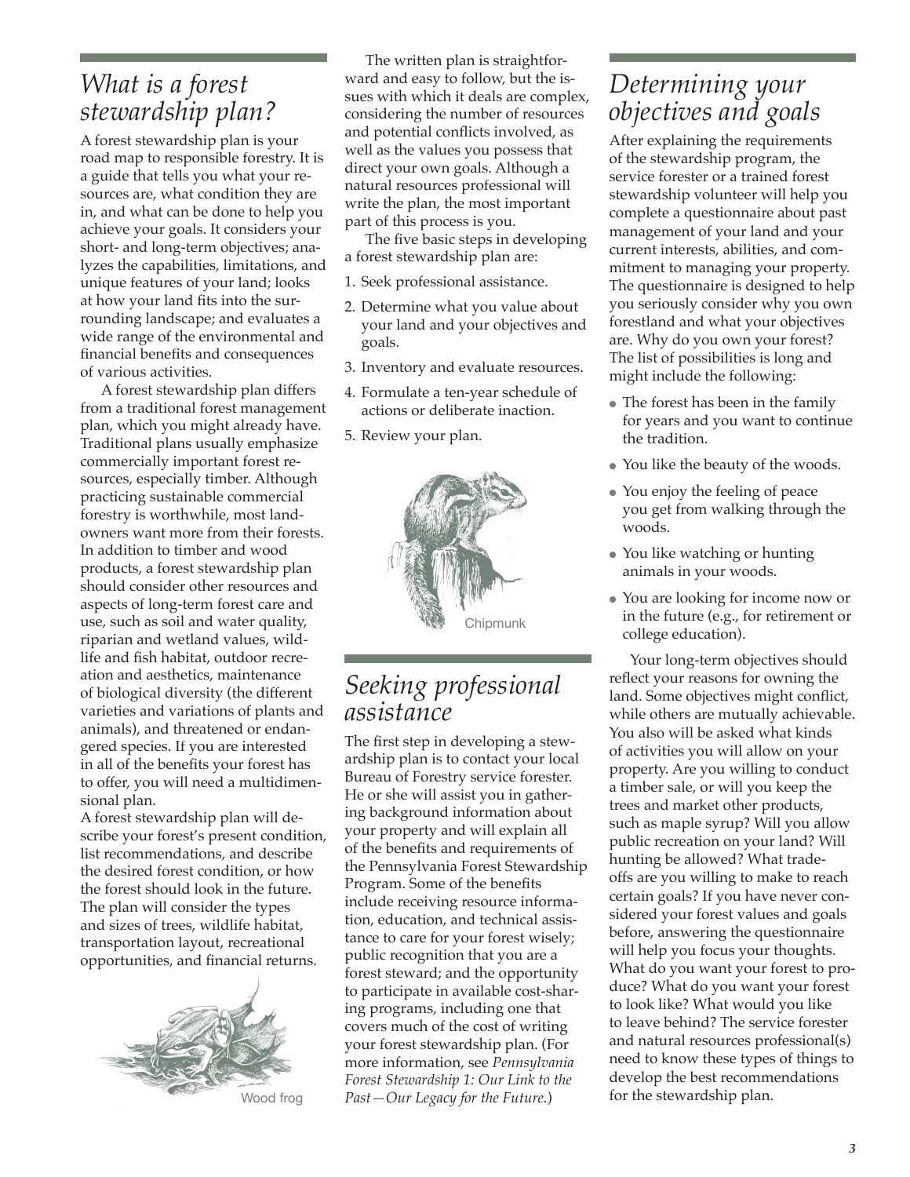## *What is a forest stewardship plan?*

A forest stewardship plan is your road map to responsible forestry. It is a guide that tells you what your resources are, what condition they are in, and what can be done to help you achieve your goals. It considers your short- and long-term objectives; analyzes the capabilities, limitations, and unique features of your land; looks at how your land fits into the surrounding landscape; and evaluates a wide range of the environmental and financial benefits and consequences of various activities.

A forest stewardship plan differs from a traditional forest management plan, which you might already have. Traditional plans usually emphasize commercially important forest resources, especially timber. Although practicing sustainable commercial forestry is worthwhile, most landowners want more from their forests. In addition to timber and wood products, a forest stewardship plan should consider other resources and aspects of long-term forest care and use, such as soil and water quality, riparian and wetland values, wildlife and fish habitat, outdoor recreation and aesthetics, maintenance of biological diversity (the different varieties and variations of plants and animals), and threatened or endangered species. If you are interested in all of the benefits your forest has to offer, you will need a multidimensional plan.

A forest stewardship plan will describe your forest's present condition, list recommendations, and describe the desired forest condition, or how the forest should look in the future. The plan will consider the types and sizes of trees, wildlife habitat, transportation layout, recreational opportunities, and financial returns.

Wood frog

The written plan is straightforward and easy to follow, but the issues with which it deals are complex, considering the number of resources and potential conflicts involved, as well as the values you possess that direct your own goals. Although a natural resources professional will write the plan, the most important part of this process is you.

The five basic steps in developing a forest stewardship plan are:

1. Seek professional assistance.
2. Determine what you value about your land and your objectives and goals.
3. Inventory and evaluate resources.
4. Formulate a ten-year schedule of actions or deliberate inaction.
5. Review your plan.

Chipmunk

## *Seeking professional assistance*

The first step in developing a stewardship plan is to contact your local Bureau of Forestry service forester. He or she will assist you in gathering background information about your property and will explain all of the benefits and requirements of the Pennsylvania Forest Stewardship Program. Some of the benefits include receiving resource information, education, and technical assistance to care for your forest wisely; public recognition that you are a forest steward; and the opportunity to participate in available cost-sharing programs, including one that covers much of the cost of writing your forest stewardship plan. (For more information, see *Pennsylvania Forest Stewardship 1: Our Link to the Past—Our Legacy for the Future.*)

## *Determining your objectives and goals*

After explaining the requirements of the stewardship program, the service forester or a trained forest stewardship volunteer will help you complete a questionnaire about past management of your land and your current interests, abilities, and commitment to managing your property. The questionnaire is designed to help you seriously consider why you own forestland and what your objectives are. Why do you own your forest? The list of possibilities is long and might include the following:

- The forest has been in the family for years and you want to continue the tradition.
- You like the beauty of the woods.
- You enjoy the feeling of peace you get from walking through the woods.
- You like watching or hunting animals in your woods.
- You are looking for income now or in the future (e.g., for retirement or college education).

Your long-term objectives should reflect your reasons for owning the land. Some objectives might conflict, while others are mutually achievable. You also will be asked what kinds of activities you will allow on your property. Are you willing to conduct a timber sale, or will you keep the trees and market other products, such as maple syrup? Will you allow public recreation on your land? Will hunting be allowed? What tradeoffs are you willing to make to reach certain goals? If you have never considered your forest values and goals before, answering the questionnaire will help you focus your thoughts. What do you want your forest to produce? What do you want your forest to look like? What would you like to leave behind? The service forester and natural resources professional(s) need to know these types of things to develop the best recommendations for the stewardship plan.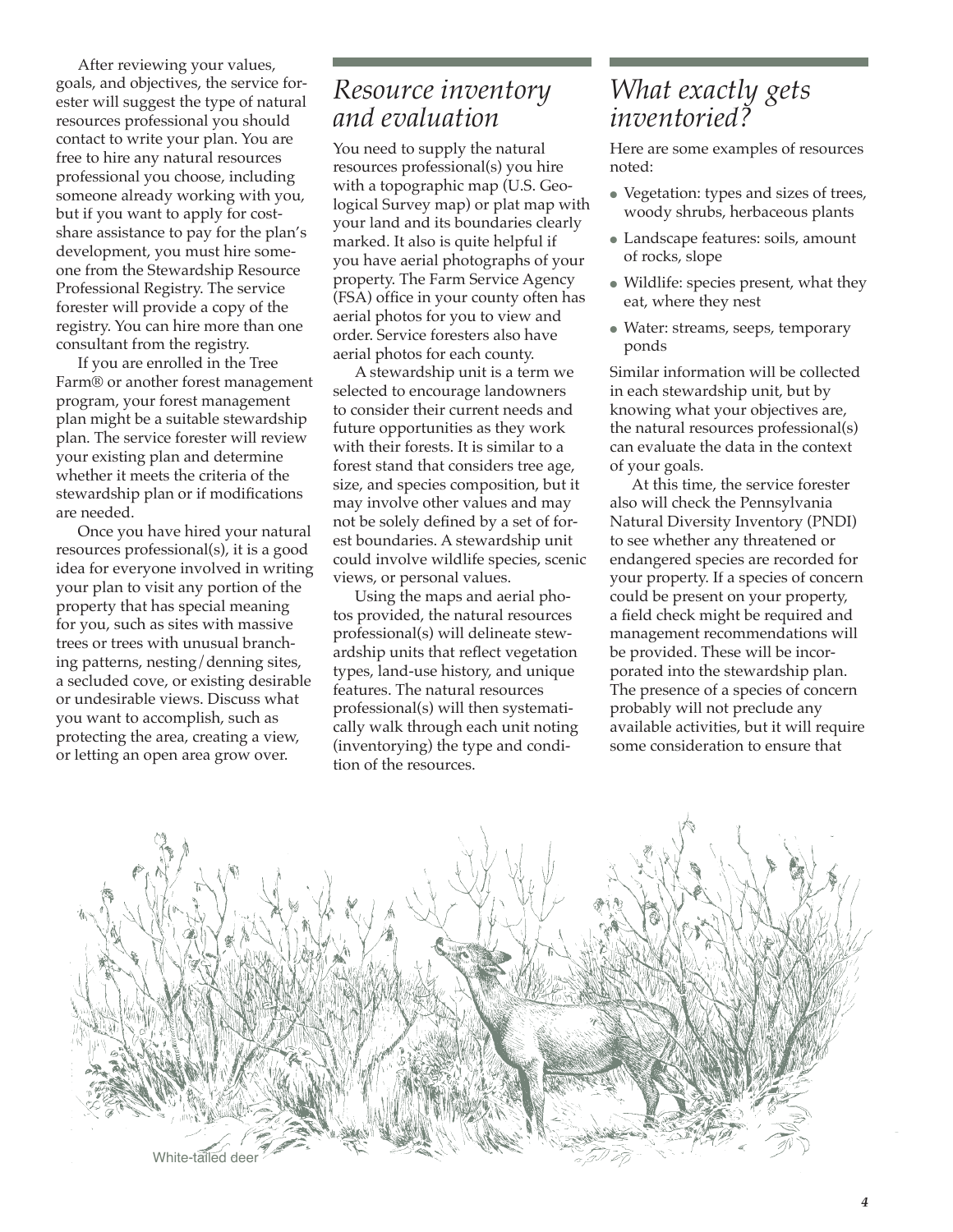After reviewing your values, goals, and objectives, the service forester will suggest the type of natural resources professional you should contact to write your plan. You are free to hire any natural resources professional you choose, including someone already working with you, but if you want to apply for cost-share assistance to pay for the plan's development, you must hire someone from the Stewardship Resource Professional Registry. The service forester will provide a copy of the registry. You can hire more than one consultant from the registry.

If you are enrolled in the Tree Farm® or another forest management program, your forest management plan might be a suitable stewardship plan. The service forester will review your existing plan and determine whether it meets the criteria of the stewardship plan or if modifications are needed.

Once you have hired your natural resources professional(s), it is a good idea for everyone involved in writing your plan to visit any portion of the property that has special meaning for you, such as sites with massive trees or trees with unusual branching patterns, nesting/denning sites, a secluded cove, or existing desirable or undesirable views. Discuss what you want to accomplish, such as protecting the area, creating a view, or letting an open area grow over.

## *Resource inventory and evaluation*

You need to supply the natural resources professional(s) you hire with a topographic map (U.S. Geological Survey map) or plat map with your land and its boundaries clearly marked. It also is quite helpful if you have aerial photographs of your property. The Farm Service Agency (FSA) office in your county often has aerial photos for you to view and order. Service foresters also have aerial photos for each county.

A stewardship unit is a term we selected to encourage landowners to consider their current needs and future opportunities as they work with their forests. It is similar to a forest stand that considers tree age, size, and species composition, but it may involve other values and may not be solely defined by a set of forest boundaries. A stewardship unit could involve wildlife species, scenic views, or personal values.

Using the maps and aerial photos provided, the natural resources professional(s) will delineate stewardship units that reflect vegetation types, land-use history, and unique features. The natural resources professional(s) will then systematically walk through each unit noting (inventorying) the type and condition of the resources.

## *What exactly gets inventoried?*

Here are some examples of resources noted:

- Vegetation: types and sizes of trees, woody shrubs, herbaceous plants
- Landscape features: soils, amount of rocks, slope
- Wildlife: species present, what they eat, where they nest
- Water: streams, seeps, temporary ponds

Similar information will be collected in each stewardship unit, but by knowing what your objectives are, the natural resources professional(s) can evaluate the data in the context of your goals.

At this time, the service forester also will check the Pennsylvania Natural Diversity Inventory (PNDI) to see whether any threatened or endangered species are recorded for your property. If a species of concern could be present on your property, a field check might be required and management recommendations will be provided. These will be incorporated into the stewardship plan. The presence of a species of concern probably will not preclude any available activities, but it will require some consideration to ensure that

White-tailed deer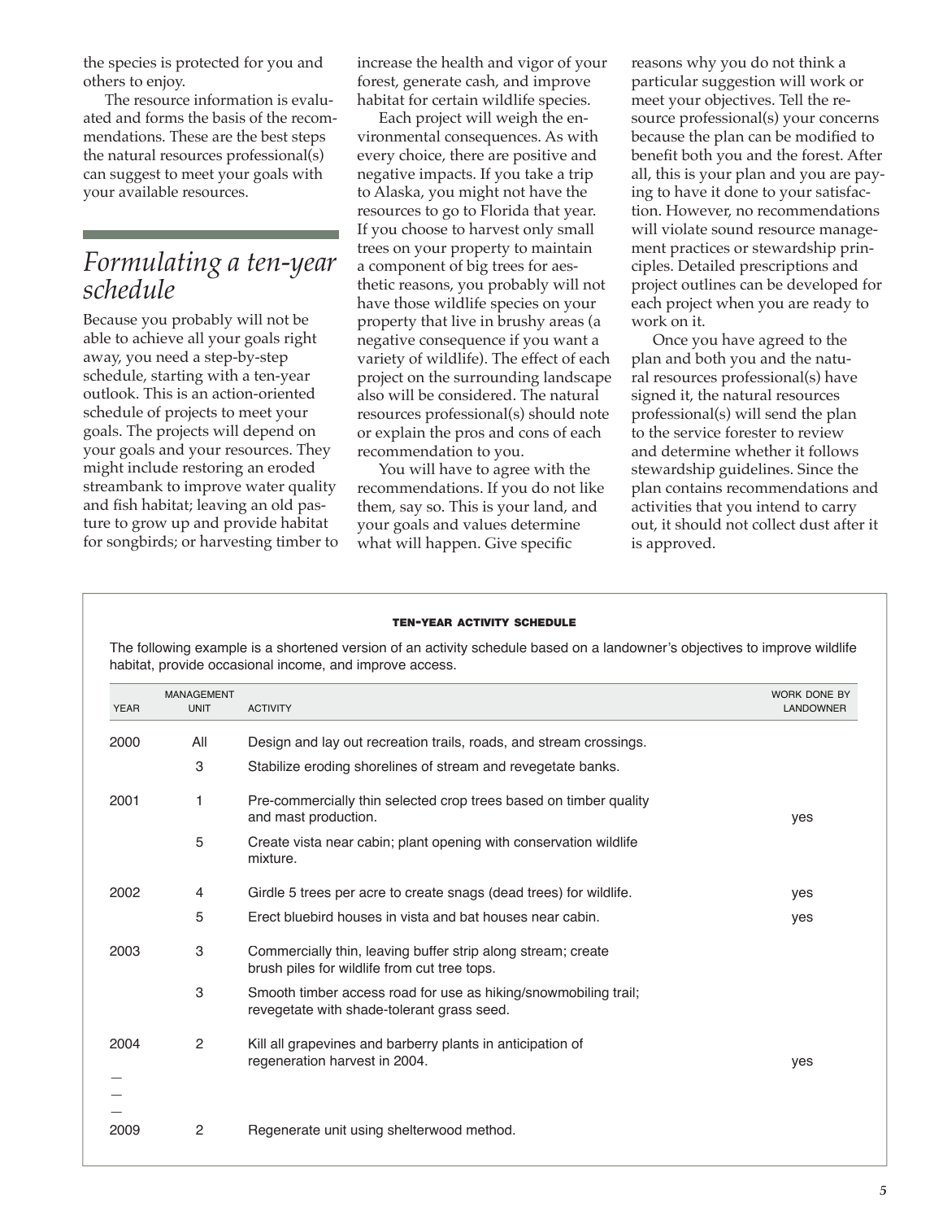the species is protected for you and others to enjoy.

The resource information is evaluated and forms the basis of the recommendations. These are the best steps the natural resources professional(s) can suggest to meet your goals with your available resources.

## *Formulating a ten-year schedule*

Because you probably will not be able to achieve all your goals right away, you need a step-by-step schedule, starting with a ten-year outlook. This is an action-oriented schedule of projects to meet your goals. The projects will depend on your goals and your resources. They might include restoring an eroded streambank to improve water quality and fish habitat; leaving an old pasture to grow up and provide habitat for songbirds; or harvesting timber to increase the health and vigor of your forest, generate cash, and improve habitat for certain wildlife species.

Each project will weigh the environmental consequences. As with every choice, there are positive and negative impacts. If you take a trip to Alaska, you might not have the resources to go to Florida that year. If you choose to harvest only small trees on your property to maintain a component of big trees for aesthetic reasons, you probably will not have those wildlife species on your property that live in brushy areas (a negative consequence if you want a variety of wildlife). The effect of each project on the surrounding landscape also will be considered. The natural resources professional(s) should note or explain the pros and cons of each recommendation to you.

You will have to agree with the recommendations. If you do not like them, say so. This is your land, and your goals and values determine what will happen. Give specific reasons why you do not think a particular suggestion will work or meet your objectives. Tell the resource professional(s) your concerns because the plan can be modified to benefit both you and the forest. After all, this is your plan and you are paying to have it done to your satisfaction. However, no recommendations will violate sound resource management practices or stewardship principles. Detailed prescriptions and project outlines can be developed for each project when you are ready to work on it.

Once you have agreed to the plan and both you and the natural resources professional(s) have signed it, the natural resources professional(s) will send the plan to the service forester to review and determine whether it follows stewardship guidelines. Since the plan contains recommendations and activities that you intend to carry out, it should not collect dust after it is approved.

**TEN-YEAR ACTIVITY SCHEDULE**

The following example is a shortened version of an activity schedule based on a landowner's objectives to improve wildlife habitat, provide occasional income, and improve access.

| YEAR | MANAGEMENT UNIT | ACTIVITY | WORK DONE BY LANDOWNER |
|---|---|---|---|
| 2000 | All | Design and lay out recreation trails, roads, and stream crossings. | |
| | 3 | Stabilize eroding shorelines of stream and revegetate banks. | |
| 2001 | 1 | Pre-commercially thin selected crop trees based on timber quality and mast production. | yes |
| | 5 | Create vista near cabin; plant opening with conservation wildlife mixture. | |
| 2002 | 4 | Girdle 5 trees per acre to create snags (dead trees) for wildlife. | yes |
| | 5 | Erect bluebird houses in vista and bat houses near cabin. | yes |
| 2003 | 3 | Commercially thin, leaving buffer strip along stream; create brush piles for wildlife from cut tree tops. | |
| | 3 | Smooth timber access road for use as hiking/snowmobiling trail; revegetate with shade-tolerant grass seed. | |
| 2004 | 2 | Kill all grapevines and barberry plants in anticipation of regeneration harvest in 2004. | yes |
| — | | | |
| — | | | |
| — | | | |
| 2009 | 2 | Regenerate unit using shelterwood method. | |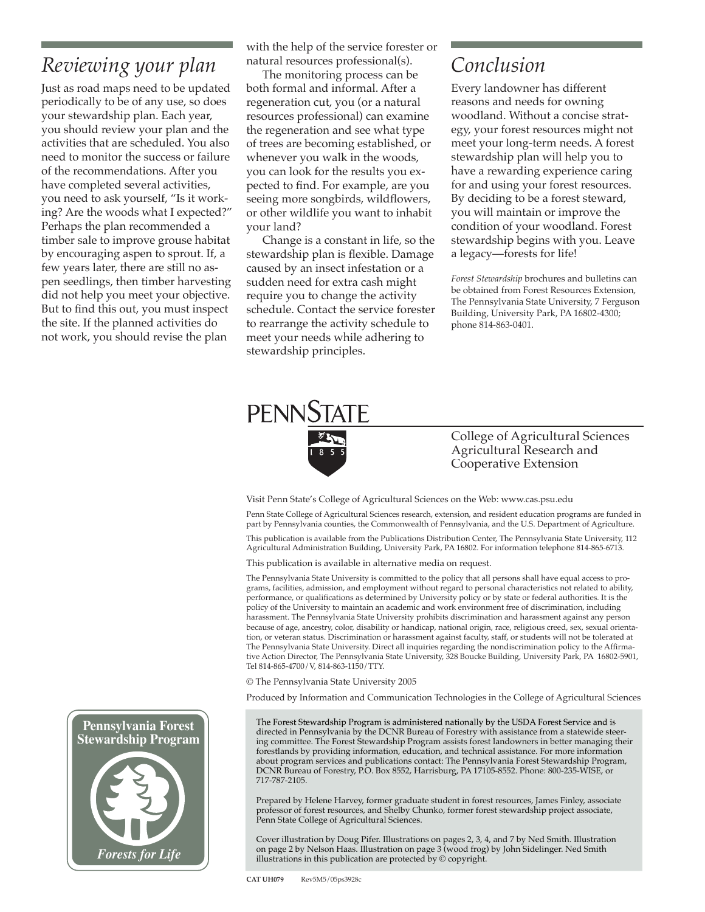## *Reviewing your plan*

Just as road maps need to be updated periodically to be of any use, so does your stewardship plan. Each year, you should review your plan and the activities that are scheduled. You also need to monitor the success or failure of the recommendations. After you have completed several activities, you need to ask yourself, "Is it working? Are the woods what I expected?" Perhaps the plan recommended a timber sale to improve grouse habitat by encouraging aspen to sprout. If, a few years later, there are still no aspen seedlings, then timber harvesting did not help you meet your objective. But to find this out, you must inspect the site. If the planned activities do not work, you should revise the plan with the help of the service forester or natural resources professional(s).

The monitoring process can be both formal and informal. After a regeneration cut, you (or a natural resources professional) can examine the regeneration and see what type of trees are becoming established, or whenever you walk in the woods, you can look for the results you expected to find. For example, are you seeing more songbirds, wildflowers, or other wildlife you want to inhabit your land?

Change is a constant in life, so the stewardship plan is flexible. Damage caused by an insect infestation or a sudden need for extra cash might require you to change the activity schedule. Contact the service forester to rearrange the activity schedule to meet your needs while adhering to stewardship principles.

## *Conclusion*

Every landowner has different reasons and needs for owning woodland. Without a concise strategy, your forest resources might not meet your long-term needs. A forest stewardship plan will help you to have a rewarding experience caring for and using your forest resources. By deciding to be a forest steward, you will maintain or improve the condition of your woodland. Forest stewardship begins with you. Leave a legacy—forests for life!

*Forest Stewardship* brochures and bulletins can be obtained from Forest Resources Extension, The Pennsylvania State University, 7 Ferguson Building, University Park, PA 16802-4300; phone 814-863-0401.

PENNSTATE

1855

College of Agricultural Sciences
Agricultural Research and Cooperative Extension

Visit Penn State's College of Agricultural Sciences on the Web: www.cas.psu.edu

Penn State College of Agricultural Sciences research, extension, and resident education programs are funded in part by Pennsylvania counties, the Commonwealth of Pennsylvania, and the U.S. Department of Agriculture.

This publication is available from the Publications Distribution Center, The Pennsylvania State University, 112 Agricultural Administration Building, University Park, PA 16802. For information telephone 814-865-6713.

This publication is available in alternative media on request.

The Pennsylvania State University is committed to the policy that all persons shall have equal access to programs, facilities, admission, and employment without regard to personal characteristics not related to ability, performance, or qualifications as determined by University policy or by state or federal authorities. It is the policy of the University to maintain an academic and work environment free of discrimination, including harassment. The Pennsylvania State University prohibits discrimination and harassment against any person because of age, ancestry, color, disability or handicap, national origin, race, religious creed, sex, sexual orientation, or veteran status. Discrimination or harassment against faculty, staff, or students will not be tolerated at The Pennsylvania State University. Direct all inquiries regarding the nondiscrimination policy to the Affirmative Action Director, The Pennsylvania State University, 328 Boucke Building, University Park, PA 16802-5901, Tel 814-865-4700/V, 814-863-1150/TTY.

© The Pennsylvania State University 2005

Produced by Information and Communication Technologies in the College of Agricultural Sciences

**Pennsylvania Forest Stewardship Program**

*Forests for Life*

The Forest Stewardship Program is administered nationally by the USDA Forest Service and is directed in Pennsylvania by the DCNR Bureau of Forestry with assistance from a statewide steering committee. The Forest Stewardship Program assists forest landowners in better managing their forestlands by providing information, education, and technical assistance. For more information about program services and publications contact: The Pennsylvania Forest Stewardship Program, DCNR Bureau of Forestry, P.O. Box 8552, Harrisburg, PA 17105-8552. Phone: 800-235-WISE, or 717-787-2105.

Prepared by Helene Harvey, former graduate student in forest resources, James Finley, associate professor of forest resources, and Shelby Chunko, former forest stewardship project associate, Penn State College of Agricultural Sciences.

Cover illustration by Doug Pifer. Illustrations on pages 2, 3, 4, and 7 by Ned Smith. Illustration on page 2 by Nelson Haas. Illustration on page 3 (wood frog) by John Sidelinger. Ned Smith illustrations in this publication are protected by © copyright.

**CAT UH079** Rev5M5/05ps3928c